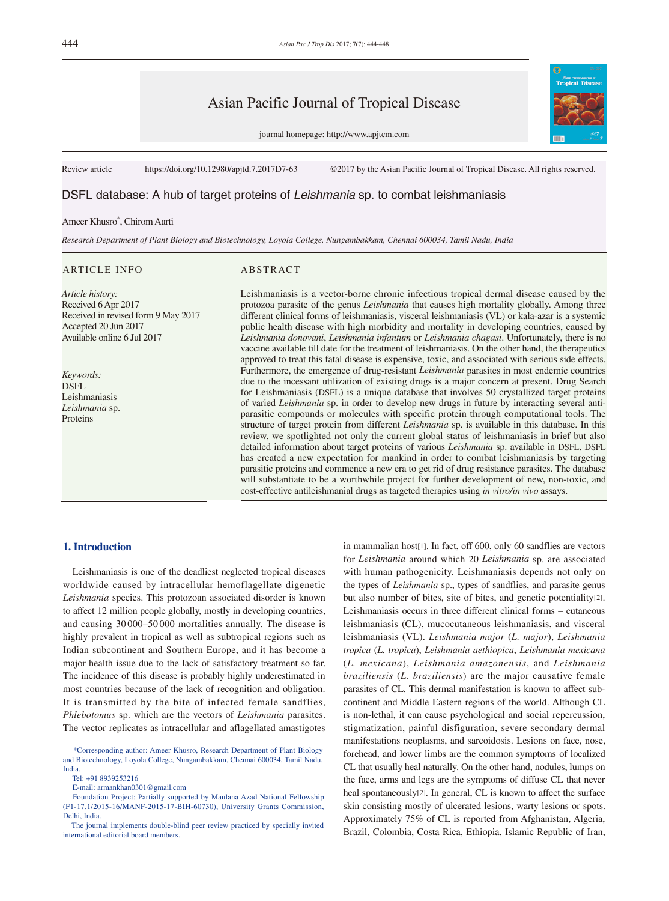Review article https://doi.org/10.12980/apjtd.7.2017D7-63 ©2017 by the Asian Pacific Journal of Tropical Disease. All rights reserved.

# DSFL database: A hub of target proteins of *Leishmania* sp. to combat leishmaniasis

Ameer Khusro*, Chirom Aarti

*Research Department of Plant Biology and Biotechnology, Loyola College, Nungambakkam, Chennai 600034, Tamil Nadu, India*

## ARTICLE INFO

*Article history:*
Received 6 Apr 2017
Received in revised form 9 May 2017
Accepted 20 Jun 2017
Available online 6 Jul 2017

*Keywords:*
DSFL
Leishmaniasis
*Leishmania* sp.
Proteins

## ABSTRACT

Leishmaniasis is a vector-borne chronic infectious tropical dermal disease caused by the protozoa parasite of the genus *Leishmania* that causes high mortality globally. Among three different clinical forms of leishmaniasis, visceral leishmaniasis (VL) or kala-azar is a systemic public health disease with high morbidity and mortality in developing countries, caused by *Leishmania donovani*, *Leishmania infantum* or *Leishmania chagasi*. Unfortunately, there is no vaccine available till date for the treatment of leishmaniasis. On the other hand, the therapeutics approved to treat this fatal disease is expensive, toxic, and associated with serious side effects. Furthermore, the emergence of drug-resistant *Leishmania* parasites in most endemic countries due to the incessant utilization of existing drugs is a major concern at present. Drug Search for Leishmaniasis (DSFL) is a unique database that involves 50 crystallized target proteins of varied *Leishmania* sp. in order to develop new drugs in future by interacting several anti-parasitic compounds or molecules with specific protein through computational tools. The structure of target protein from different *Leishmania* sp. is available in this database. In this review, we spotlighted not only the current global status of leishmaniasis in brief but also detailed information about target proteins of various *Leishmania* sp. available in DSFL. DSFL has created a new expectation for mankind in order to combat leishmaniasis by targeting parasitic proteins and commence a new era to get rid of drug resistance parasites. The database will substantiate to be a worthwhile project for further development of new, non-toxic, and cost-effective antileishmanial drugs as targeted therapies using *in vitro/in vivo* assays.

## 1. Introduction

Leishmaniasis is one of the deadliest neglected tropical diseases worldwide caused by intracellular hemoflagellate digenetic *Leishmania* species. This protozoan associated disorder is known to affect 12 million people globally, mostly in developing countries, and causing 30 000–50 000 mortalities annually. The disease is highly prevalent in tropical as well as subtropical regions such as Indian subcontinent and Southern Europe, and it has become a major health issue due to the lack of satisfactory treatment so far. The incidence of this disease is probably highly underestimated in most countries because of the lack of recognition and obligation. It is transmitted by the bite of infected female sandflies, *Phlebotomus* sp. which are the vectors of *Leishmania* parasites. The vector replicates as intracellular and aflagellated amastigotes in mammalian host[1]. In fact, off 600, only 60 sandflies are vectors for *Leishmania* around which 20 *Leishmania* sp. are associated with human pathogenicity. Leishmaniasis depends not only on the types of *Leishmania* sp., types of sandflies, and parasite genus but also number of bites, site of bites, and genetic potentiality[2]. Leishmaniasis occurs in three different clinical forms – cutaneous leishmaniasis (CL), mucocutaneous leishmaniasis, and visceral leishmaniasis (VL). *Leishmania major* (*L. major*), *Leishmania tropica* (*L. tropica*), *Leishmania aethiopica*, *Leishmania mexicana* (*L. mexicana*), *Leishmania amazonensis*, and *Leishmania braziliensis* (*L. braziliensis*) are the major causative female parasites of CL. This dermal manifestation is known to affect sub-continent and Middle Eastern regions of the world. Although CL is non-lethal, it can cause psychological and social repercussion, stigmatization, painful disfiguration, severe secondary dermal manifestations neoplasms, and sarcoidosis. Lesions on face, nose, forehead, and lower limbs are the common symptoms of localized CL that usually heal naturally. On the other hand, nodules, lumps on the face, arms and legs are the symptoms of diffuse CL that never heal spontaneously[2]. In general, CL is known to affect the surface skin consisting mostly of ulcerated lesions, warty lesions or spots. Approximately 75% of CL is reported from Afghanistan, Algeria, Brazil, Colombia, Costa Rica, Ethiopia, Islamic Republic of Iran,

---

*Corresponding author: Ameer Khusro, Research Department of Plant Biology and Biotechnology, Loyola College, Nungambakkam, Chennai 600034, Tamil Nadu, India.

Tel: +91 8939253216

E-mail: armankhan0301@gmail.com

Foundation Project: Partially supported by Maulana Azad National Fellowship (F1-17.1/2015-16/MANF-2015-17-BIH-60730), University Grants Commission, Delhi, India.

The journal implements double-blind peer review practiced by specially invited international editorial board members.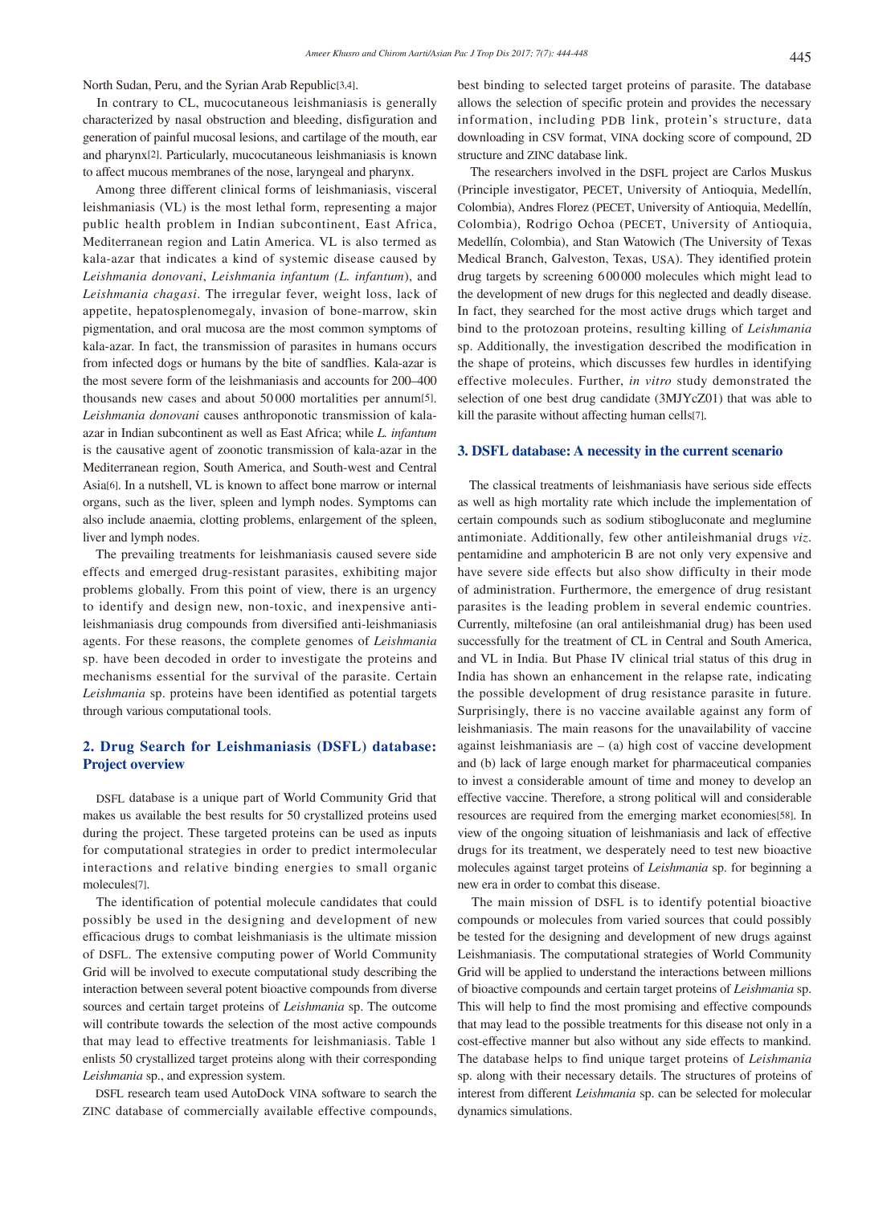North Sudan, Peru, and the Syrian Arab Republic[3,4].

In contrary to CL, mucocutaneous leishmaniasis is generally characterized by nasal obstruction and bleeding, disfiguration and generation of painful mucosal lesions, and cartilage of the mouth, ear and pharynx[2]. Particularly, mucocutaneous leishmaniasis is known to affect mucous membranes of the nose, laryngeal and pharynx.

Among three different clinical forms of leishmaniasis, visceral leishmaniasis (VL) is the most lethal form, representing a major public health problem in Indian subcontinent, East Africa, Mediterranean region and Latin America. VL is also termed as kala-azar that indicates a kind of systemic disease caused by *Leishmania donovani*, *Leishmania infantum (L. infantum)*, and *Leishmania chagasi*. The irregular fever, weight loss, lack of appetite, hepatosplenomegaly, invasion of bone-marrow, skin pigmentation, and oral mucosa are the most common symptoms of kala-azar. In fact, the transmission of parasites in humans occurs from infected dogs or humans by the bite of sandflies. Kala-azar is the most severe form of the leishmaniasis and accounts for 200–400 thousands new cases and about 50 000 mortalities per annum[5]. *Leishmania donovani* causes anthroponotic transmission of kala-azar in Indian subcontinent as well as East Africa; while *L. infantum* is the causative agent of zoonotic transmission of kala-azar in the Mediterranean region, South America, and South-west and Central Asia[6]. In a nutshell, VL is known to affect bone marrow or internal organs, such as the liver, spleen and lymph nodes. Symptoms can also include anaemia, clotting problems, enlargement of the spleen, liver and lymph nodes.

The prevailing treatments for leishmaniasis caused severe side effects and emerged drug-resistant parasites, exhibiting major problems globally. From this point of view, there is an urgency to identify and design new, non-toxic, and inexpensive anti-leishmaniasis drug compounds from diversified anti-leishmaniasis agents. For these reasons, the complete genomes of *Leishmania* sp. have been decoded in order to investigate the proteins and mechanisms essential for the survival of the parasite. Certain *Leishmania* sp. proteins have been identified as potential targets through various computational tools.

## 2. Drug Search for Leishmaniasis (DSFL) database: Project overview

DSFL database is a unique part of World Community Grid that makes us available the best results for 50 crystallized proteins used during the project. These targeted proteins can be used as inputs for computational strategies in order to predict intermolecular interactions and relative binding energies to small organic molecules[7].

The identification of potential molecule candidates that could possibly be used in the designing and development of new efficacious drugs to combat leishmaniasis is the ultimate mission of DSFL. The extensive computing power of World Community Grid will be involved to execute computational study describing the interaction between several potent bioactive compounds from diverse sources and certain target proteins of *Leishmania* sp. The outcome will contribute towards the selection of the most active compounds that may lead to effective treatments for leishmaniasis. Table 1 enlists 50 crystallized target proteins along with their corresponding *Leishmania* sp., and expression system.

DSFL research team used AutoDock VINA software to search the ZINC database of commercially available effective compounds, best binding to selected target proteins of parasite. The database allows the selection of specific protein and provides the necessary information, including PDB link, protein's structure, data downloading in CSV format, VINA docking score of compound, 2D structure and ZINC database link.

The researchers involved in the DSFL project are Carlos Muskus (Principle investigator, PECET, University of Antioquia, Medellín, Colombia), Andres Florez (PECET, University of Antioquia, Medellín, Colombia), Rodrigo Ochoa (PECET, University of Antioquia, Medellín, Colombia), and Stan Watowich (The University of Texas Medical Branch, Galveston, Texas, USA). They identified protein drug targets by screening 600 000 molecules which might lead to the development of new drugs for this neglected and deadly disease. In fact, they searched for the most active drugs which target and bind to the protozoan proteins, resulting killing of *Leishmania* sp. Additionally, the investigation described the modification in the shape of proteins, which discusses few hurdles in identifying effective molecules. Further, *in vitro* study demonstrated the selection of one best drug candidate (3MJYcZ01) that was able to kill the parasite without affecting human cells[7].

## 3. DSFL database: A necessity in the current scenario

The classical treatments of leishmaniasis have serious side effects as well as high mortality rate which include the implementation of certain compounds such as sodium stibogluconate and meglumine antimoniate. Additionally, few other antileishmanial drugs *viz*. pentamidine and amphotericin B are not only very expensive and have severe side effects but also show difficulty in their mode of administration. Furthermore, the emergence of drug resistant parasites is the leading problem in several endemic countries. Currently, miltefosine (an oral antileishmanial drug) has been used successfully for the treatment of CL in Central and South America, and VL in India. But Phase IV clinical trial status of this drug in India has shown an enhancement in the relapse rate, indicating the possible development of drug resistance parasite in future. Surprisingly, there is no vaccine available against any form of leishmaniasis. The main reasons for the unavailability of vaccine against leishmaniasis are – (a) high cost of vaccine development and (b) lack of large enough market for pharmaceutical companies to invest a considerable amount of time and money to develop an effective vaccine. Therefore, a strong political will and considerable resources are required from the emerging market economies[58]. In view of the ongoing situation of leishmaniasis and lack of effective drugs for its treatment, we desperately need to test new bioactive molecules against target proteins of *Leishmania* sp. for beginning a new era in order to combat this disease.

The main mission of DSFL is to identify potential bioactive compounds or molecules from varied sources that could possibly be tested for the designing and development of new drugs against Leishmaniases. The computational strategies of World Community Grid will be applied to understand the interactions between millions of bioactive compounds and certain target proteins of *Leishmania* sp. This will help to find the most promising and effective compounds that may lead to the possible treatments for this disease not only in a cost-effective manner but also without any side effects to mankind. The database helps to find unique target proteins of *Leishmania* sp. along with their necessary details. The structures of proteins of interest from different *Leishmania* sp. can be selected for molecular dynamics simulations.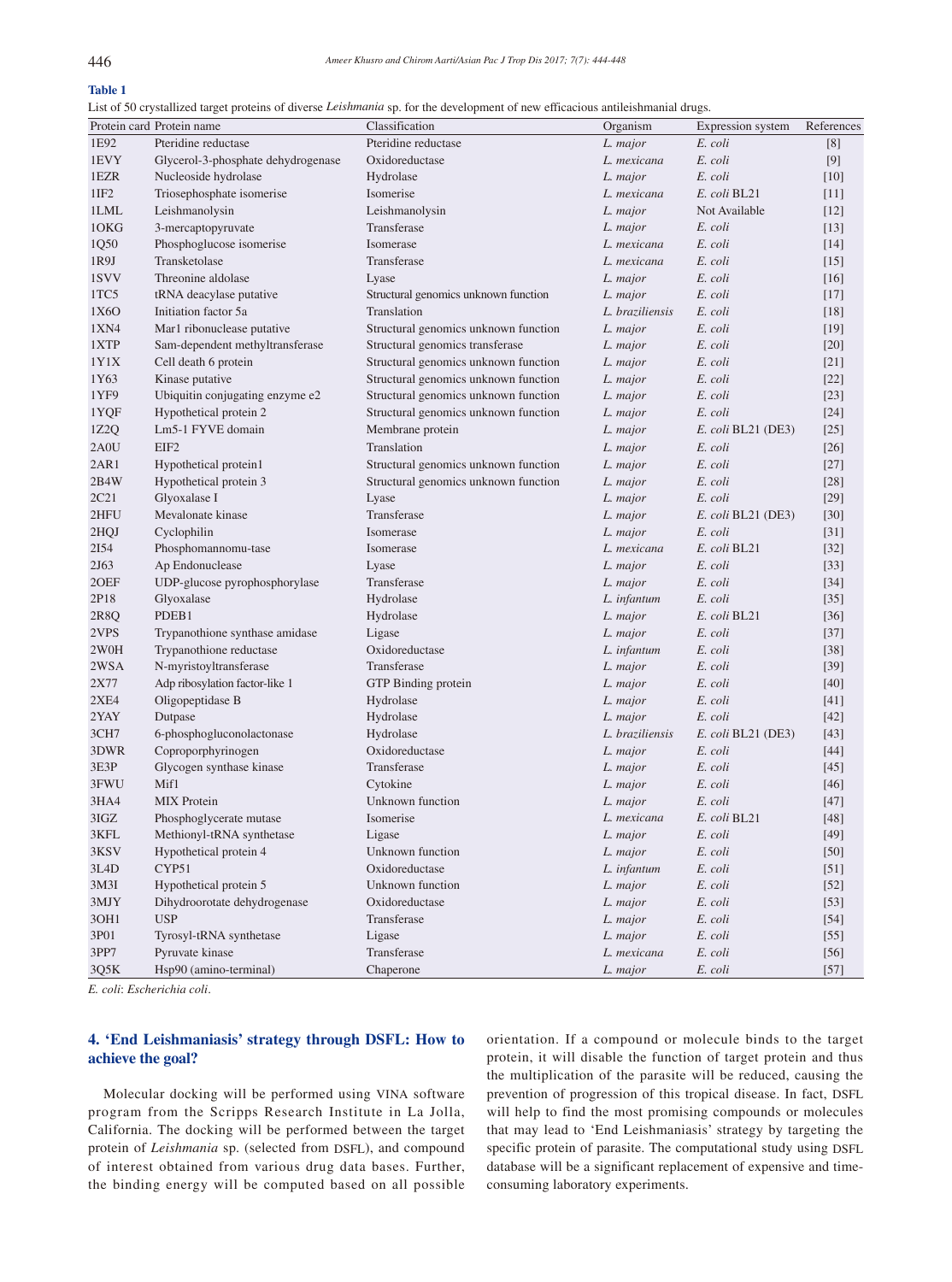**Table 1**

List of 50 crystallized target proteins of diverse *Leishmania* sp. for the development of new efficacious antileishmanial drugs.

| Protein card | Protein name | Classification | Organism | Expression system | References |
|---|---|---|---|---|---|
| 1E92 | Pteridine reductase | Pteridine reductase | *L. major* | *E. coli* | [8] |
| 1EVY | Glycerol-3-phosphate dehydrogenase | Oxidoreductase | *L. mexicana* | *E. coli* | [9] |
| 1EZR | Nucleoside hydrolase | Hydrolase | *L. major* | *E. coli* | [10] |
| 1IF2 | Triosephosphate isomerise | Isomerise | *L. mexicana* | *E. coli* BL21 | [11] |
| 1LML | Leishmanolysin | Leishmanolysin | *L. major* | Not Available | [12] |
| 1OKG | 3-mercaptopyruvate | Transferase | *L. major* | *E. coli* | [13] |
| 1Q50 | Phosphoglucose isomerise | Isomerase | *L. mexicana* | *E. coli* | [14] |
| 1R9J | Transketolase | Transferase | *L. mexicana* | *E. coli* | [15] |
| 1SVV | Threonine aldolase | Lyase | *L. major* | *E. coli* | [16] |
| 1TC5 | tRNA deacylase putative | Structural genomics unknown function | *L. major* | *E. coli* | [17] |
| 1X6O | Initiation factor 5a | Translation | *L. braziliensis* | *E. coli* | [18] |
| 1XN4 | Mar1 ribonuclease putative | Structural genomics unknown function | *L. major* | *E. coli* | [19] |
| 1XTP | Sam-dependent methyltransferase | Structural genomics transferase | *L. major* | *E. coli* | [20] |
| 1Y1X | Cell death 6 protein | Structural genomics unknown function | *L. major* | *E. coli* | [21] |
| 1Y63 | Kinase putative | Structural genomics unknown function | *L. major* | *E. coli* | [22] |
| 1YF9 | Ubiquitin conjugating enzyme e2 | Structural genomics unknown function | *L. major* | *E. coli* | [23] |
| 1YQF | Hypothetical protein 2 | Structural genomics unknown function | *L. major* | *E. coli* | [24] |
| 1Z2Q | Lm5-1 FYVE domain | Membrane protein | *L. major* | *E. coli* BL21 (DE3) | [25] |
| 2A0U | EIF2 | Translation | *L. major* | *E. coli* | [26] |
| 2AR1 | Hypothetical protein1 | Structural genomics unknown function | *L. major* | *E. coli* | [27] |
| 2B4W | Hypothetical protein 3 | Structural genomics unknown function | *L. major* | *E. coli* | [28] |
| 2C21 | Glyoxalase I | Lyase | *L. major* | *E. coli* | [29] |
| 2HFU | Mevalonate kinase | Transferase | *L. major* | *E. coli* BL21 (DE3) | [30] |
| 2HQJ | Cyclophilin | Isomerase | *L. major* | *E. coli* | [31] |
| 2I54 | Phosphomannomu-tase | Isomerase | *L. mexicana* | *E. coli* BL21 | [32] |
| 2J63 | Ap Endonuclease | Lyase | *L. major* | *E. coli* | [33] |
| 2OEF | UDP-glucose pyrophosphorylase | Transferase | *L. major* | *E. coli* | [34] |
| 2P18 | Glyoxalase | Hydrolase | *L. infantum* | *E. coli* | [35] |
| 2R8Q | PDEB1 | Hydrolase | *L. major* | *E. coli* BL21 | [36] |
| 2VPS | Trypanothione synthase amidase | Ligase | *L. major* | *E. coli* | [37] |
| 2W0H | Trypanothione reductase | Oxidoreductase | *L. infantum* | *E. coli* | [38] |
| 2WSA | N-myristoyltransferase | Transferase | *L. major* | *E. coli* | [39] |
| 2X77 | Adp ribosylation factor-like 1 | GTP Binding protein | *L. major* | *E. coli* | [40] |
| 2XE4 | Oligopeptidase B | Hydrolase | *L. major* | *E. coli* | [41] |
| 2YAY | Dutpase | Hydrolase | *L. major* | *E. coli* | [42] |
| 3CH7 | 6-phosphogluconolactonase | Hydrolase | *L. braziliensis* | *E. coli* BL21 (DE3) | [43] |
| 3DWR | Coproporphyrinogen | Oxidoreductase | *L. major* | *E. coli* | [44] |
| 3E3P | Glycogen synthase kinase | Transferase | *L. major* | *E. coli* | [45] |
| 3FWU | Mif1 | Cytokine | *L. major* | *E. coli* | [46] |
| 3HA4 | MIX Protein | Unknown function | *L. major* | *E. coli* | [47] |
| 3IGZ | Phosphoglycerate mutase | Isomerise | *L. mexicana* | *E. coli* BL21 | [48] |
| 3KFL | Methionyl-tRNA synthetase | Ligase | *L. major* | *E. coli* | [49] |
| 3KSV | Hypothetical protein 4 | Unknown function | *L. major* | *E. coli* | [50] |
| 3L4D | CYP51 | Oxidoreductase | *L. infantum* | *E. coli* | [51] |
| 3M3I | Hypothetical protein 5 | Unknown function | *L. major* | *E. coli* | [52] |
| 3MJY | Dihydroorotate dehydrogenase | Oxidoreductase | *L. major* | *E. coli* | [53] |
| 3OH1 | USP | Transferase | *L. major* | *E. coli* | [54] |
| 3P01 | Tyrosyl-tRNA synthetase | Ligase | *L. major* | *E. coli* | [55] |
| 3PP7 | Pyruvate kinase | Transferase | *L. mexicana* | *E. coli* | [56] |
| 3Q5K | Hsp90 (amino-terminal) | Chaperone | *L. major* | *E. coli* | [57] |

*E. coli*: *Escherichia coli*.

## 4. 'End Leishmaniasis' strategy through DSFL: How to achieve the goal?

Molecular docking will be performed using VINA software program from the Scripps Research Institute in La Jolla, California. The docking will be performed between the target protein of *Leishmania* sp. (selected from DSFL), and compound of interest obtained from various drug data bases. Further, the binding energy will be computed based on all possible orientation. If a compound or molecule binds to the target protein, it will disable the function of target protein and thus the multiplication of the parasite will be reduced, causing the prevention of progression of this tropical disease. In fact, DSFL will help to find the most promising compounds or molecules that may lead to 'End Leishmaniasis' strategy by targeting the specific protein of parasite. The computational study using DSFL database will be a significant replacement of expensive and time-consuming laboratory experiments.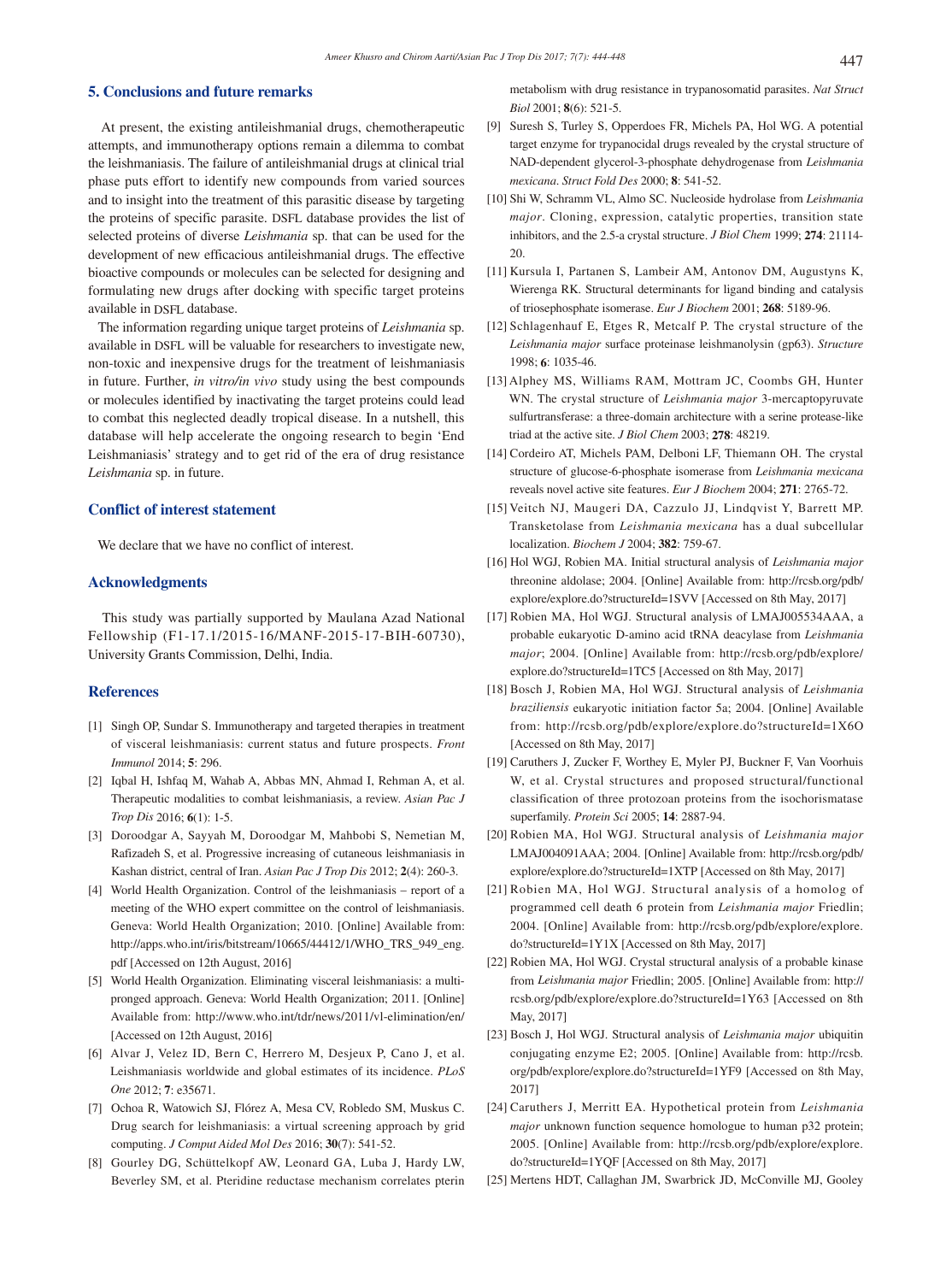## 5. Conclusions and future remarks

At present, the existing antileishmanial drugs, chemotherapeutic attempts, and immunotherapy options remain a dilemma to combat the leishmaniasis. The failure of antileishmanial drugs at clinical trial phase puts effort to identify new compounds from varied sources and to insight into the treatment of this parasitic disease by targeting the proteins of specific parasite. DSFL database provides the list of selected proteins of diverse *Leishmania* sp. that can be used for the development of new efficacious antileishmanial drugs. The effective bioactive compounds or molecules can be selected for designing and formulating new drugs after docking with specific target proteins available in DSFL database.

The information regarding unique target proteins of *Leishmania* sp. available in DSFL will be valuable for researchers to investigate new, non-toxic and inexpensive drugs for the treatment of leishmaniasis in future. Further, *in vitro/in vivo* study using the best compounds or molecules identified by inactivating the target proteins could lead to combat this neglected deadly tropical disease. In a nutshell, this database will help accelerate the ongoing research to begin 'End Leishmaniasis' strategy and to get rid of the era of drug resistance *Leishmania* sp. in future.

## Conflict of interest statement

We declare that we have no conflict of interest.

## Acknowledgments

This study was partially supported by Maulana Azad National Fellowship (F1-17.1/2015-16/MANF-2015-17-BIH-60730), University Grants Commission, Delhi, India.

## References

[1] Singh OP, Sundar S. Immunotherapy and targeted therapies in treatment of visceral leishmaniasis: current status and future prospects. *Front Immunol* 2014; **5**: 296.

[2] Iqbal H, Ishfaq M, Wahab A, Abbas MN, Ahmad I, Rehman A, et al. Therapeutic modalities to combat leishmaniasis, a review. *Asian Pac J Trop Dis* 2016; **6**(1): 1-5.

[3] Doroodgar A, Sayyah M, Doroodgar M, Mahbobi S, Nemetian M, Rafizadeh S, et al. Progressive increasing of cutaneous leishmaniasis in Kashan district, central of Iran. *Asian Pac J Trop Dis* 2012; **2**(4): 260-3.

[4] World Health Organization. Control of the leishmaniasis – report of a meeting of the WHO expert committee on the control of leishmaniasis. Geneva: World Health Organization; 2010. [Online] Available from: http://apps.who.int/iris/bitstream/10665/44412/1/WHO_TRS_949_eng.pdf [Accessed on 12th August, 2016]

[5] World Health Organization. Eliminating visceral leishmaniasis: a multi-pronged approach. Geneva: World Health Organization; 2011. [Online] Available from: http://www.who.int/tdr/news/2011/vl-elimination/en/ [Accessed on 12th August, 2016]

[6] Alvar J, Velez ID, Bern C, Herrero M, Desjeux P, Cano J, et al. Leishmaniasis worldwide and global estimates of its incidence. *PLoS One* 2012; **7**: e35671.

[7] Ochoa R, Watowich SJ, Flórez A, Mesa CV, Robledo SM, Muskus C. Drug search for leishmaniasis: a virtual screening approach by grid computing. *J Comput Aided Mol Des* 2016; **30**(7): 541-52.

[8] Gourley DG, Schüttelkopf AW, Leonard GA, Luba J, Hardy LW, Beverley SM, et al. Pteridine reductase mechanism correlates pterin metabolism with drug resistance in trypanosomatid parasites. *Nat Struct Biol* 2001; **8**(6): 521-5.

[9] Suresh S, Turley S, Opperdoes FR, Michels PA, Hol WG. A potential target enzyme for trypanocidal drugs revealed by the crystal structure of NAD-dependent glycerol-3-phosphate dehydrogenase from *Leishmania mexicana*. *Struct Fold Des* 2000; **8**: 541-52.

[10] Shi W, Schramm VL, Almo SC. Nucleoside hydrolase from *Leishmania major*. Cloning, expression, catalytic properties, transition state inhibitors, and the 2.5-a crystal structure. *J Biol Chem* 1999; **274**: 21114-20.

[11] Kursula I, Partanen S, Lambeir AM, Antonov DM, Augustyns K, Wierenga RK. Structural determinants for ligand binding and catalysis of triosephosphate isomerase. *Eur J Biochem* 2001; **268**: 5189-96.

[12] Schlagenhauf E, Etges R, Metcalf P. The crystal structure of the *Leishmania major* surface proteinase leishmanolysin (gp63). *Structure* 1998; **6**: 1035-46.

[13] Alphey MS, Williams RAM, Mottram JC, Coombs GH, Hunter WN. The crystal structure of *Leishmania major* 3-mercaptopyruvate sulfurtransferase: a three-domain architecture with a serine protease-like triad at the active site. *J Biol Chem* 2003; **278**: 48219.

[14] Cordeiro AT, Michels PAM, Delboni LF, Thiemann OH. The crystal structure of glucose-6-phosphate isomerase from *Leishmania mexicana* reveals novel active site features. *Eur J Biochem* 2004; **271**: 2765-72.

[15] Veitch NJ, Maugeri DA, Cazzulo JJ, Lindqvist Y, Barrett MP. Transketolase from *Leishmania mexicana* has a dual subcellular localization. *Biochem J* 2004; **382**: 759-67.

[16] Hol WGJ, Robien MA. Initial structural analysis of *Leishmania major* threonine aldolase; 2004. [Online] Available from: http://rcsb.org/pdb/explore/explore.do?structureId=1SVV [Accessed on 8th May, 2017]

[17] Robien MA, Hol WGJ. Structural analysis of LMAJ005534AAA, a probable eukaryotic D-amino acid tRNA deacylase from *Leishmania major*; 2004. [Online] Available from: http://rcsb.org/pdb/explore/explore.do?structureId=1TC5 [Accessed on 8th May, 2017]

[18] Bosch J, Robien MA, Hol WGJ. Structural analysis of *Leishmania braziliensis* eukaryotic initiation factor 5a; 2004. [Online] Available from: http://rcsb.org/pdb/explore/explore.do?structureId=1X6O [Accessed on 8th May, 2017]

[19] Caruthers J, Zucker F, Worthey E, Myler PJ, Buckner F, Van Voorhuis W, et al. Crystal structures and proposed structural/functional classification of three protozoan proteins from the isochorismatase superfamily. *Protein Sci* 2005; **14**: 2887-94.

[20] Robien MA, Hol WGJ. Structural analysis of *Leishmania major* LMAJ004091AAA; 2004. [Online] Available from: http://rcsb.org/pdb/explore/explore.do?structureId=1XTP [Accessed on 8th May, 2017]

[21] Robien MA, Hol WGJ. Structural analysis of a homolog of programmed cell death 6 protein from *Leishmania major* Friedlin; 2004. [Online] Available from: http://rcsb.org/pdb/explore/explore.do?structureId=1Y1X [Accessed on 8th May, 2017]

[22] Robien MA, Hol WGJ. Crystal structural analysis of a probable kinase from *Leishmania major* Friedlin; 2005. [Online] Available from: http://rcsb.org/pdb/explore/explore.do?structureId=1Y63 [Accessed on 8th May, 2017]

[23] Bosch J, Hol WGJ. Structural analysis of *Leishmania major* ubiquitin conjugating enzyme E2; 2005. [Online] Available from: http://rcsb.org/pdb/explore/explore.do?structureId=1YF9 [Accessed on 8th May, 2017]

[24] Caruthers J, Merritt EA. Hypothetical protein from *Leishmania major* unknown function sequence homologue to human p32 protein; 2005. [Online] Available from: http://rcsb.org/pdb/explore/explore.do?structureId=1YQF [Accessed on 8th May, 2017]

[25] Mertens HDT, Callaghan JM, Swarbrick JD, McConville MJ, Gooley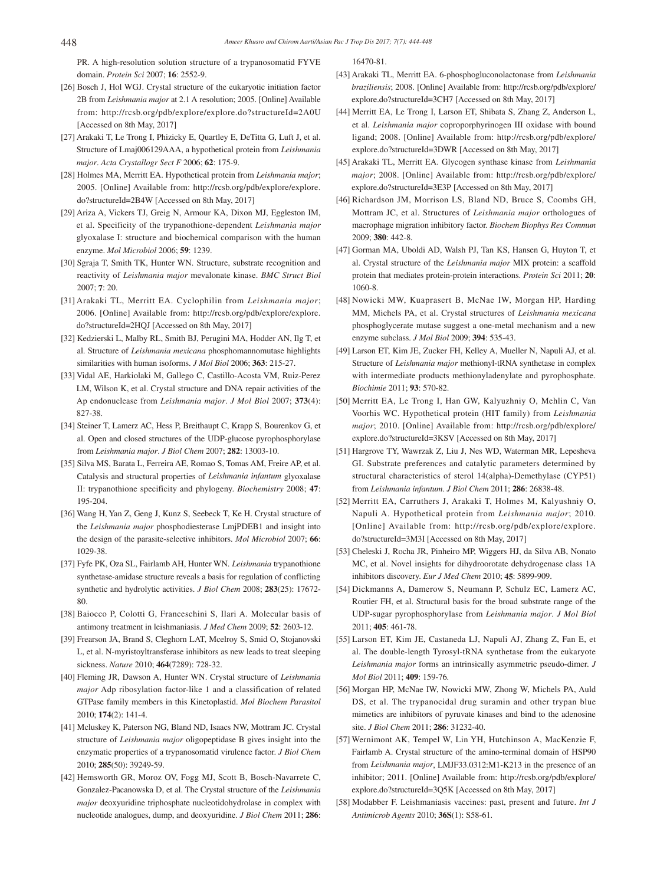PR. A high-resolution solution structure of a trypanosomatid FYVE domain. *Protein Sci* 2007; **16**: 2552-9.

[26] Bosch J, Hol WGJ. Crystal structure of the eukaryotic initiation factor 2B from *Leishmania major* at 2.1 A resolution; 2005. [Online] Available from: http://rcsb.org/pdb/explore/explore.do?structureId=2A0U [Accessed on 8th May, 2017]

[27] Arakaki T, Le Trong I, Phizicky E, Quartley E, DeTitta G, Luft J, et al. Structure of Lmaj006129AAA, a hypothetical protein from *Leishmania major*. *Acta Crystallogr Sect F* 2006; **62**: 175-9.

[28] Holmes MA, Merritt EA. Hypothetical protein from *Leishmania major*; 2005. [Online] Available from: http://rcsb.org/pdb/explore/explore.do?structureId=2B4W [Accessed on 8th May, 2017]

[29] Ariza A, Vickers TJ, Greig N, Armour KA, Dixon MJ, Eggleston IM, et al. Specificity of the trypanothione-dependent *Leishmania major* glyoxalase I: structure and biochemical comparison with the human enzyme. *Mol Microbiol* 2006; **59**: 1239.

[30] Sgraja T, Smith TK, Hunter WN. Structure, substrate recognition and reactivity of *Leishmania major* mevalonate kinase. *BMC Struct Biol* 2007; **7**: 20.

[31] Arakaki TL, Merritt EA. Cyclophilin from *Leishmania major*; 2006. [Online] Available from: http://rcsb.org/pdb/explore/explore.do?structureId=2HQJ [Accessed on 8th May, 2017]

[32] Kedzierski L, Malby RL, Smith BJ, Perugini MA, Hodder AN, Ilg T, et al. Structure of *Leishmania mexicana* phosphomannomutase highlights similarities with human isoforms. *J Mol Biol* 2006; **363**: 215-27.

[33] Vidal AE, Harkiolaki M, Gallego C, Castillo-Acosta VM, Ruiz-Perez LM, Wilson K, et al. Crystal structure and DNA repair activities of the Ap endonuclease from *Leishmania major*. *J Mol Biol* 2007; **373**(4): 827-38.

[34] Steiner T, Lamerz AC, Hess P, Breithaupt C, Krapp S, Bourenkov G, et al. Open and closed structures of the UDP-glucose pyrophosphorylase from *Leishmania major*. *J Biol Chem* 2007; **282**: 13003-10.

[35] Silva MS, Barata L, Ferreira AE, Romao S, Tomas AM, Freire AP, et al. Catalysis and structural properties of *Leishmania infantum* glyoxalase II: trypanothione specificity and phylogeny. *Biochemistry* 2008; **47**: 195-204.

[36] Wang H, Yan Z, Geng J, Kunz S, Seebeck T, Ke H. Crystal structure of the *Leishmania major* phosphodiesterase LmjPDEB1 and insight into the design of the parasite-selective inhibitors. *Mol Microbiol* 2007; **66**: 1029-38.

[37] Fyfe PK, Oza SL, Fairlamb AH, Hunter WN. *Leishmania* trypanothione synthetase-amidase structure reveals a basis for regulation of conflicting synthetic and hydrolytic activities. *J Biol Chem* 2008; **283**(25): 17672-80.

[38] Baiocco P, Colotti G, Franceschini S, Ilari A. Molecular basis of antimony treatment in leishmaniasis. *J Med Chem* 2009; **52**: 2603-12.

[39] Frearson JA, Brand S, Cleghorn LAT, Mcelroy S, Smid O, Stojanovski L, et al. N-myristoyltransferase inhibitors as new leads to treat sleeping sickness. *Nature* 2010; **464**(7289): 728-32.

[40] Fleming JR, Dawson A, Hunter WN. Crystal structure of *Leishmania major* Adp ribosylation factor-like 1 and a classification of related GTPase family members in this Kinetoplastid. *Mol Biochem Parasitol* 2010; **174**(2): 141-4.

[41] Mcluskey K, Paterson NG, Bland ND, Isaacs NW, Mottram JC. Crystal structure of *Leishmania major* oligopeptidase B gives insight into the enzymatic properties of a trypanosomatid virulence factor. *J Biol Chem* 2010; **285**(50): 39249-59.

[42] Hemsworth GR, Moroz OV, Fogg MJ, Scott B, Bosch-Navarrete C, Gonzalez-Pacanowska D, et al. The Crystal structure of the *Leishmania major* deoxyuridine triphosphate nucleotidohydrolase in complex with nucleotide analogues, dump, and deoxyuridine. *J Biol Chem* 2011; **286**: 16470-81.

[43] Arakaki TL, Merritt EA. 6-phosphogluconolactonase from *Leishmania braziliensis*; 2008. [Online] Available from: http://rcsb.org/pdb/explore/explore.do?structureId=3CH7 [Accessed on 8th May, 2017]

[44] Merritt EA, Le Trong I, Larson ET, Shibata S, Zhang Z, Anderson L, et al. *Leishmania major* coproporphyrinogen III oxidase with bound ligand; 2008. [Online] Available from: http://rcsb.org/pdb/explore/explore.do?structureId=3DWR [Accessed on 8th May, 2017]

[45] Arakaki TL, Merritt EA. Glycogen synthase kinase from *Leishmania major*; 2008. [Online] Available from: http://rcsb.org/pdb/explore/explore.do?structureId=3E3P [Accessed on 8th May, 2017]

[46] Richardson JM, Morrison LS, Bland ND, Bruce S, Coombs GH, Mottram JC, et al. Structures of *Leishmania major* orthologues of macrophage migration inhibitory factor. *Biochem Biophys Res Commun* 2009; **380**: 442-8.

[47] Gorman MA, Uboldi AD, Walsh PJ, Tan KS, Hansen G, Huyton T, et al. Crystal structure of the *Leishmania major* MIX protein: a scaffold protein that mediates protein-protein interactions. *Protein Sci* 2011; **20**: 1060-8.

[48] Nowicki MW, Kuaprasert B, McNae IW, Morgan HP, Harding MM, Michels PA, et al. Crystal structures of *Leishmania mexicana* phosphoglycerate mutase suggest a one-metal mechanism and a new enzyme subclass. *J Mol Biol* 2009; **394**: 535-43.

[49] Larson ET, Kim JE, Zucker FH, Kelley A, Mueller N, Napuli AJ, et al. Structure of *Leishmania major* methionyl-tRNA synthetase in complex with intermediate products methionyladenylate and pyrophosphate. *Biochimie* 2011; **93**: 570-82.

[50] Merritt EA, Le Trong I, Han GW, Kalyuzhniy O, Mehlin C, Van Voorhis WC. Hypothetical protein (HIT family) from *Leishmania major*; 2010. [Online] Available from: http://rcsb.org/pdb/explore/explore.do?structureId=3KSV [Accessed on 8th May, 2017]

[51] Hargrove TY, Wawrzak Z, Liu J, Nes WD, Waterman MR, Lepesheva GI. Substrate preferences and catalytic parameters determined by structural characteristics of sterol 14(alpha)-Demethylase (CYP51) from *Leishmania infantum*. *J Biol Chem* 2011; **286**: 26838-48.

[52] Merritt EA, Carruthers J, Arakaki T, Holmes M, Kalyushniy O, Napuli A. Hypothetical protein from *Leishmania major*; 2010. [Online] Available from: http://rcsb.org/pdb/explore/explore.do?structureId=3M3I [Accessed on 8th May, 2017]

[53] Cheleski J, Rocha JR, Pinheiro MP, Wiggers HJ, da Silva AB, Nonato MC, et al. Novel insights for dihydroorotate dehydrogenase class 1A inhibitors discovery. *Eur J Med Chem* 2010; **45**: 5899-909.

[54] Dickmanns A, Damerow S, Neumann P, Schulz EC, Lamerz AC, Routier FH, et al. Structural basis for the broad substrate range of the UDP-sugar pyrophosphorylase from *Leishmania major*. *J Mol Biol* 2011; **405**: 461-78.

[55] Larson ET, Kim JE, Castaneda LJ, Napuli AJ, Zhang Z, Fan E, et al. The double-length Tyrosyl-tRNA synthetase from the eukaryote *Leishmania major* forms an intrinsically asymmetric pseudo-dimer. *J Mol Biol* 2011; **409**: 159-76.

[56] Morgan HP, McNae IW, Nowicki MW, Zhong W, Michels PA, Auld DS, et al. The trypanocidal drug suramin and other trypan blue mimetics are inhibitors of pyruvate kinases and bind to the adenosine site. *J Biol Chem* 2011; **286**: 31232-40.

[57] Wernimont AK, Tempel W, Lin YH, Hutchinson A, MacKenzie F, Fairlamb A. Crystal structure of the amino-terminal domain of HSP90 from *Leishmania major*, LMJF33.0312:M1-K213 in the presence of an inhibitor; 2011. [Online] Available from: http://rcsb.org/pdb/explore/explore.do?structureId=3Q5K [Accessed on 8th May, 2017]

[58] Modabber F. Leishmaniasis vaccines: past, present and future. *Int J Antimicrob Agents* 2010; **36S**(1): S58-61.